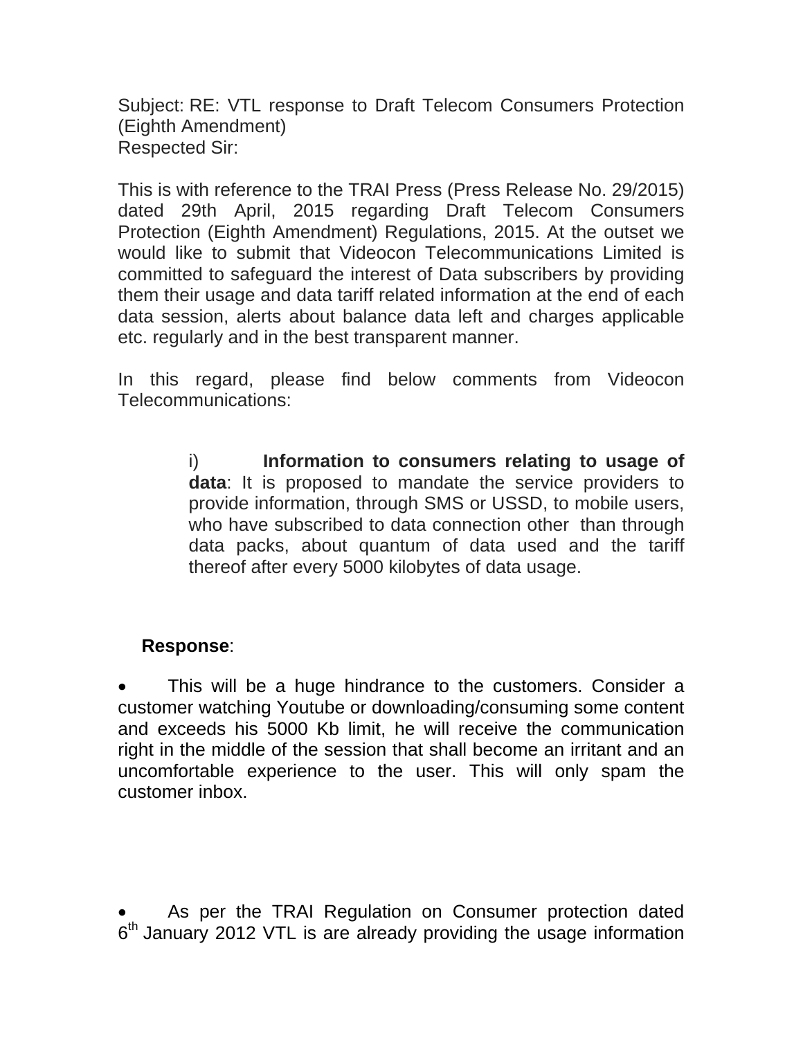Subject: RE: VTL response to Draft Telecom Consumers Protection (Eighth Amendment)
Respected Sir:

This is with reference to the TRAI Press (Press Release No. 29/2015) dated 29th April, 2015 regarding Draft Telecom Consumers Protection (Eighth Amendment) Regulations, 2015. At the outset we would like to submit that Videocon Telecommunications Limited is committed to safeguard the interest of Data subscribers by providing them their usage and data tariff related information at the end of each data session, alerts about balance data left and charges applicable etc. regularly and in the best transparent manner.

In this regard, please find below comments from Videocon Telecommunications:

> i) **Information to consumers relating to usage of data**: It is proposed to mandate the service providers to provide information, through SMS or USSD, to mobile users, who have subscribed to data connection other than through data packs, about quantum of data used and the tariff thereof after every 5000 kilobytes of data usage.

**Response**:

- This will be a huge hindrance to the customers. Consider a customer watching Youtube or downloading/consuming some content and exceeds his 5000 Kb limit, he will receive the communication right in the middle of the session that shall become an irritant and an uncomfortable experience to the user. This will only spam the customer inbox.

- As per the TRAI Regulation on Consumer protection dated 6th January 2012 VTL is are already providing the usage information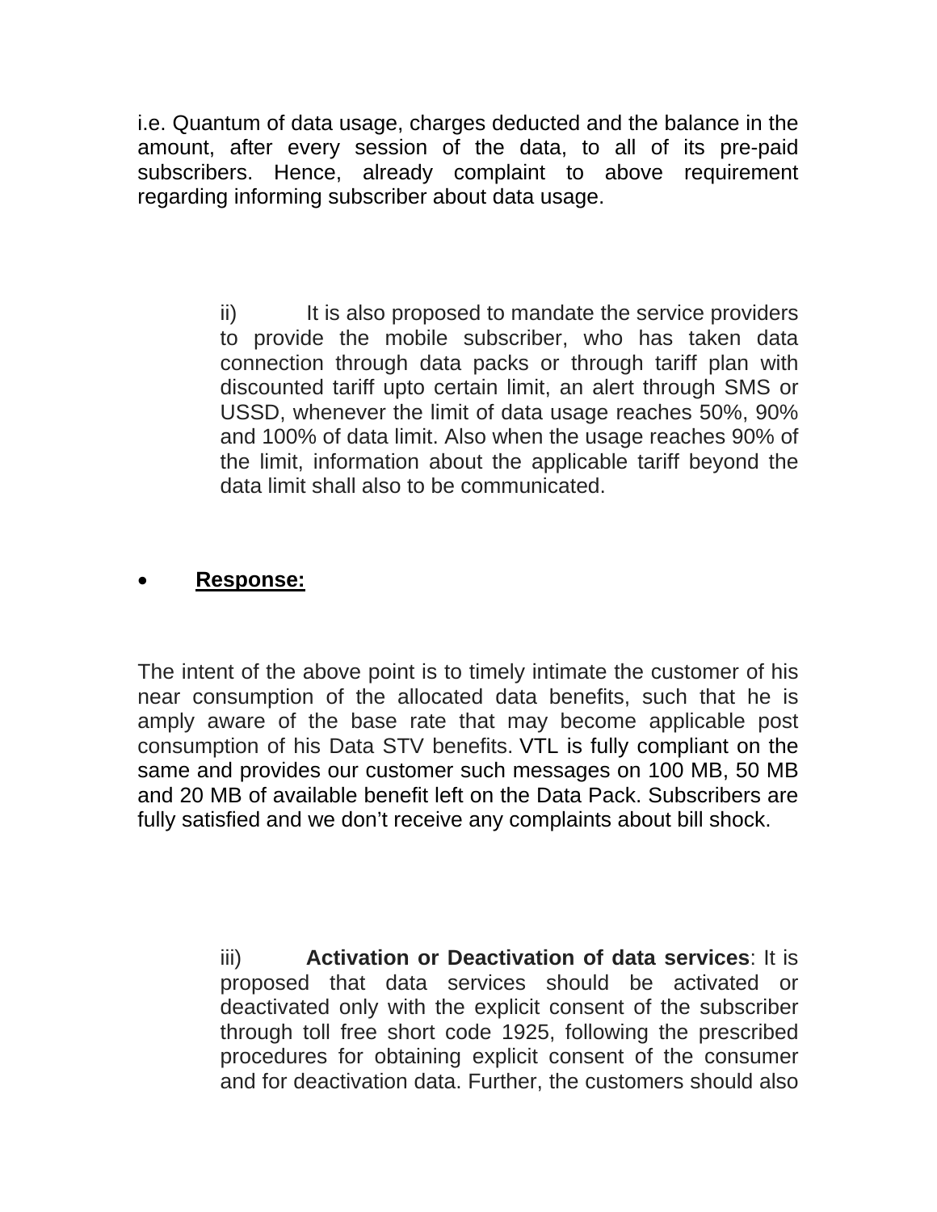i.e. Quantum of data usage, charges deducted and the balance in the amount, after every session of the data, to all of its pre-paid subscribers. Hence, already complaint to above requirement regarding informing subscriber about data usage.

ii) It is also proposed to mandate the service providers to provide the mobile subscriber, who has taken data connection through data packs or through tariff plan with discounted tariff upto certain limit, an alert through SMS or USSD, whenever the limit of data usage reaches 50%, 90% and 100% of data limit. Also when the usage reaches 90% of the limit, information about the applicable tariff beyond the data limit shall also to be communicated.

- **Response:**

The intent of the above point is to timely intimate the customer of his near consumption of the allocated data benefits, such that he is amply aware of the base rate that may become applicable post consumption of his Data STV benefits. VTL is fully compliant on the same and provides our customer such messages on 100 MB, 50 MB and 20 MB of available benefit left on the Data Pack. Subscribers are fully satisfied and we don't receive any complaints about bill shock.

iii) **Activation or Deactivation of data services**: It is proposed that data services should be activated or deactivated only with the explicit consent of the subscriber through toll free short code 1925, following the prescribed procedures for obtaining explicit consent of the consumer and for deactivation data. Further, the customers should also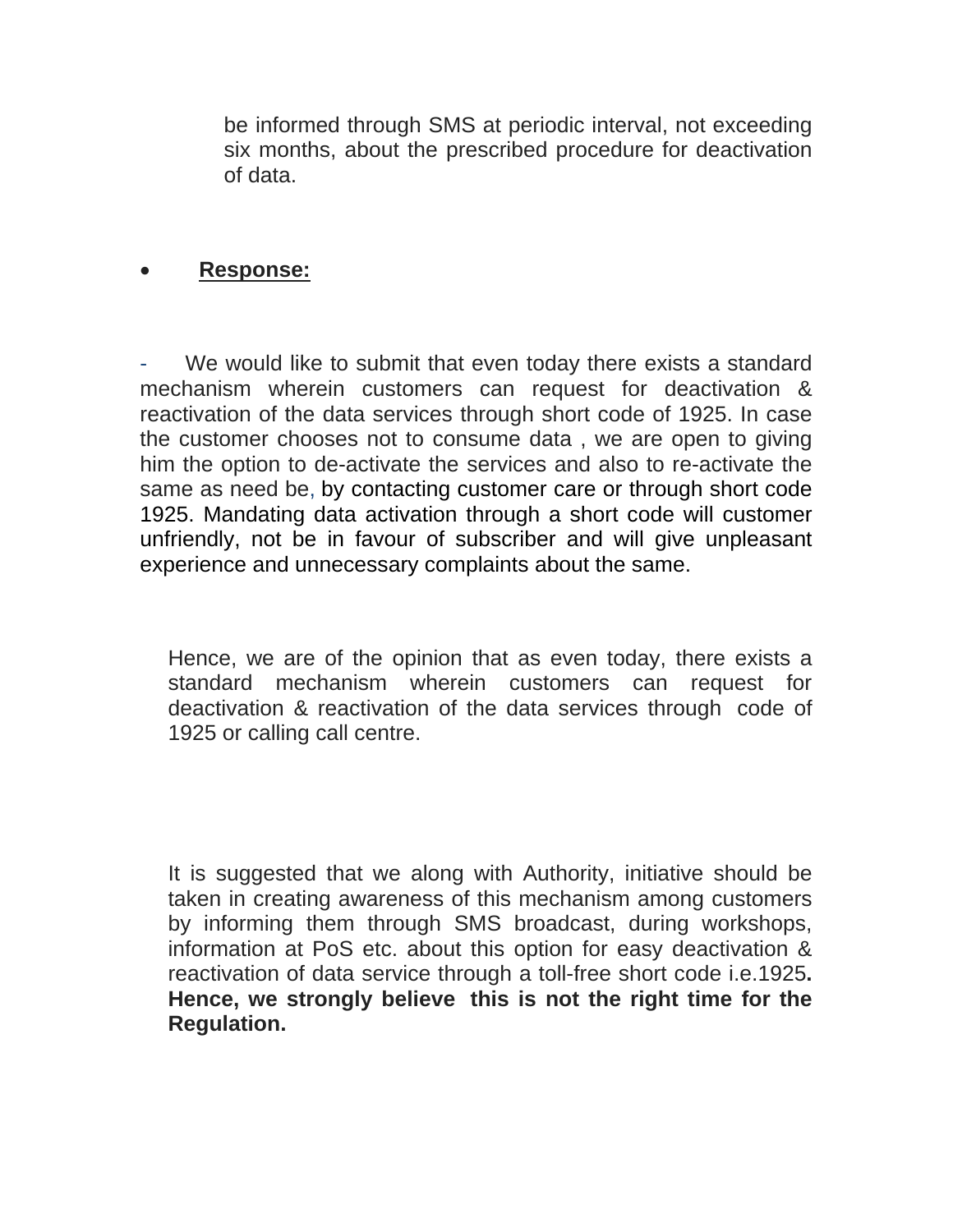be informed through SMS at periodic interval, not exceeding six months, about the prescribed procedure for deactivation of data.

- **Response:**

- We would like to submit that even today there exists a standard mechanism wherein customers can request for deactivation & reactivation of the data services through short code of 1925. In case the customer chooses not to consume data , we are open to giving him the option to de-activate the services and also to re-activate the same as need be, by contacting customer care or through short code 1925. Mandating data activation through a short code will customer unfriendly, not be in favour of subscriber and will give unpleasant experience and unnecessary complaints about the same.

Hence, we are of the opinion that as even today, there exists a standard mechanism wherein customers can request for deactivation & reactivation of the data services through code of 1925 or calling call centre.

It is suggested that we along with Authority, initiative should be taken in creating awareness of this mechanism among customers by informing them through SMS broadcast, during workshops, information at PoS etc. about this option for easy deactivation & reactivation of data service through a toll-free short code i.e.1925**. Hence, we strongly believe this is not the right time for the Regulation.**